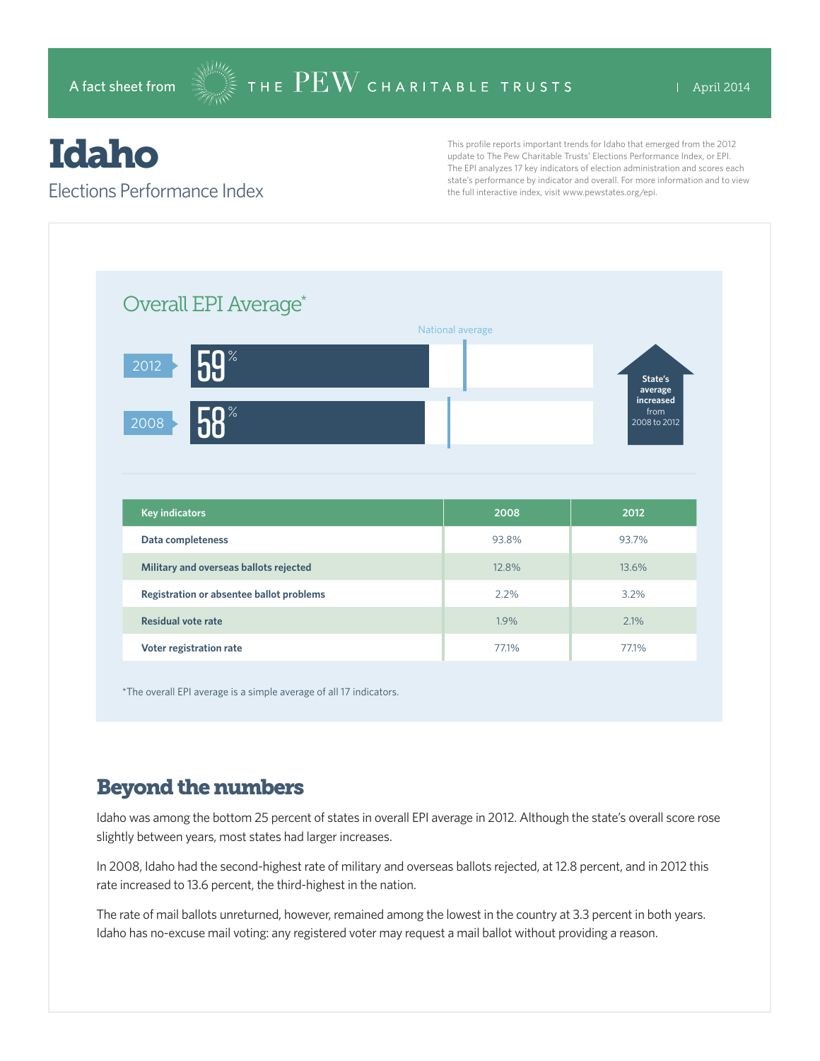A fact sheet from THE PEW CHARITABLE TRUSTS | April 2014

# Idaho

## Elections Performance Index

This profile reports important trends for Idaho that emerged from the 2012 update to The Pew Charitable Trusts' Elections Performance Index, or EPI. The EPI analyzes 17 key indicators of election administration and scores each state's performance by indicator and overall. For more information and to view the full interactive index, visit www.pewstates.org/epi.

### Overall EPI Average*

National average

2012: 59%

2008: 58%

State's average increased from 2008 to 2012

| Key indicators | 2008 | 2012 |
|---|---|---|
| Data completeness | 93.8% | 93.7% |
| Military and overseas ballots rejected | 12.8% | 13.6% |
| Registration or absentee ballot problems | 2.2% | 3.2% |
| Residual vote rate | 1.9% | 2.1% |
| Voter registration rate | 77.1% | 77.1% |

*The overall EPI average is a simple average of all 17 indicators.

## Beyond the numbers

Idaho was among the bottom 25 percent of states in overall EPI average in 2012. Although the state's overall score rose slightly between years, most states had larger increases.

In 2008, Idaho had the second-highest rate of military and overseas ballots rejected, at 12.8 percent, and in 2012 this rate increased to 13.6 percent, the third-highest in the nation.

The rate of mail ballots unreturned, however, remained among the lowest in the country at 3.3 percent in both years. Idaho has no-excuse mail voting: any registered voter may request a mail ballot without providing a reason.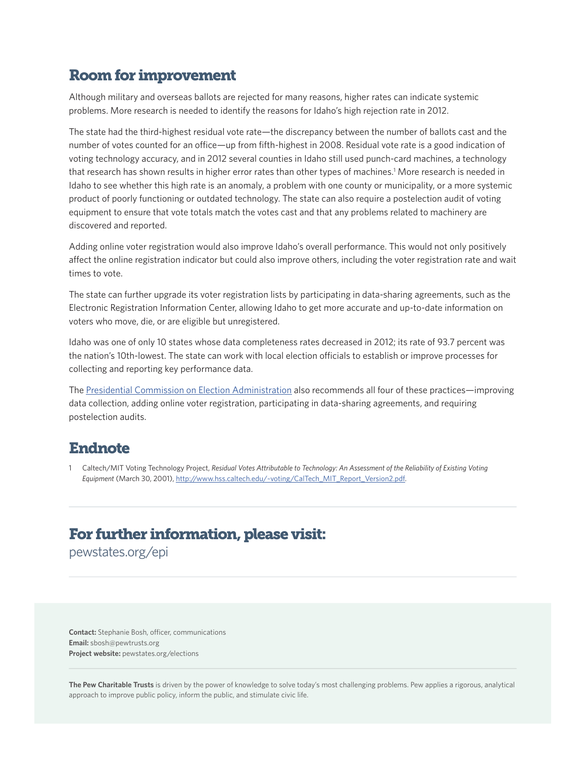## Room for improvement

Although military and overseas ballots are rejected for many reasons, higher rates can indicate systemic problems. More research is needed to identify the reasons for Idaho's high rejection rate in 2012.

The state had the third-highest residual vote rate—the discrepancy between the number of ballots cast and the number of votes counted for an office—up from fifth-highest in 2008. Residual vote rate is a good indication of voting technology accuracy, and in 2012 several counties in Idaho still used punch-card machines, a technology that research has shown results in higher error rates than other types of machines.[1] More research is needed in Idaho to see whether this high rate is an anomaly, a problem with one county or municipality, or a more systemic product of poorly functioning or outdated technology. The state can also require a postelection audit of voting equipment to ensure that vote totals match the votes cast and that any problems related to machinery are discovered and reported.

Adding online voter registration would also improve Idaho's overall performance. This would not only positively affect the online registration indicator but could also improve others, including the voter registration rate and wait times to vote.

The state can further upgrade its voter registration lists by participating in data-sharing agreements, such as the Electronic Registration Information Center, allowing Idaho to get more accurate and up-to-date information on voters who move, die, or are eligible but unregistered.

Idaho was one of only 10 states whose data completeness rates decreased in 2012; its rate of 93.7 percent was the nation's 10th-lowest. The state can work with local election officials to establish or improve processes for collecting and reporting key performance data.

The [Presidential Commission on Election Administration] also recommends all four of these practices—improving data collection, adding online voter registration, participating in data-sharing agreements, and requiring postelection audits.

## Endnote

1 Caltech/MIT Voting Technology Project, *Residual Votes Attributable to Technology: An Assessment of the Reliability of Existing Voting Equipment* (March 30, 2001), http://www.hss.caltech.edu/~voting/CalTech_MIT_Report_Version2.pdf.

---

## For further information, please visit:

pewstates.org/epi

---

**Contact:** Stephanie Bosh, officer, communications
**Email:** sbosh@pewtrusts.org
**Project website:** pewstates.org/elections

**The Pew Charitable Trusts** is driven by the power of knowledge to solve today's most challenging problems. Pew applies a rigorous, analytical approach to improve public policy, inform the public, and stimulate civic life.